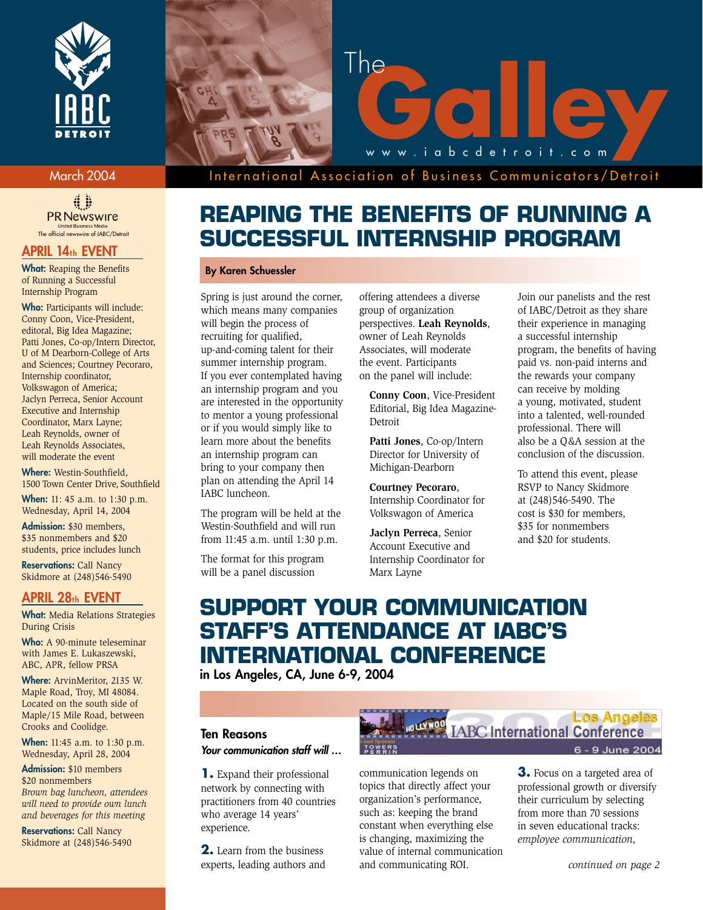# The Galley

www.iabcdetroit.com

IABC DETROIT

March 2004

International Association of Business Communicators/Detroit

PR Newswire
United Business Media
The official newswire of IABC/Detroit

## APRIL 14th EVENT

**What:** Reaping the Benefits of Running a Successful Internship Program

**Who:** Participants will include: Conny Coon, Vice-President, editoral, Big Idea Magazine; Patti Jones, Co-op/Intern Director, U of M Dearborn-College of Arts and Sciences; Courtney Pecoraro, Internship coordinator, Volkswagon of America; Jaclyn Perreca, Senior Account Executive and Internship Coordinator, Marx Layne; Leah Reynolds, owner of Leah Reynolds Associates, will moderate the event

**Where:** Westin-Southfield, 1500 Town Center Drive, Southfield

**When:** 11: 45 a.m. to 1:30 p.m. Wednesday, April 14, 2004

**Admission:** $30 members, $35 nonmembers and $20 students, price includes lunch

**Reservations:** Call Nancy Skidmore at (248)546-5490

## APRIL 28th EVENT

**What:** Media Relations Strategies During Crisis

**Who:** A 90-minute teleseminar with James E. Lukaszewski, ABC, APR, fellow PRSA

**Where:** ArvinMeritor, 2135 W. Maple Road, Troy, MI 48084. Located on the south side of Maple/15 Mile Road, between Crooks and Coolidge.

**When:** 11:45 a.m. to 1:30 p.m. Wednesday, April 28, 2004

**Admission:** $10 members $20 nonmembers
*Brown bag luncheon, attendees will need to provide own lunch and beverages for this meeting*

**Reservations:** Call Nancy Skidmore at (248)546-5490

# REAPING THE BENEFITS OF RUNNING A SUCCESSFUL INTERNSHIP PROGRAM

**By Karen Schuessler**

Spring is just around the corner, which means many companies will begin the process of recruiting for qualified, up-and-coming talent for their summer internship program. If you ever contemplated having an internship program and you are interested in the opportunity to mentor a young professional or if you would simply like to learn more about the benefits an internship program can bring to your company then plan on attending the April 14 IABC luncheon.

The program will be held at the Westin-Southfield and will run from 11:45 a.m. until 1:30 p.m.

The format for this program will be a panel discussion offering attendees a diverse group of organization perspectives. **Leah Reynolds**, owner of Leah Reynolds Associates, will moderate the event. Participants on the panel will include:

**Conny Coon**, Vice-President Editorial, Big Idea Magazine-Detroit

**Patti Jones**, Co-op/Intern Director for University of Michigan-Dearborn

**Courtney Pecoraro**, Internship Coordinator for Volkswagon of America

**Jaclyn Perreca**, Senior Account Executive and Internship Coordinator for Marx Layne

Join our panelists and the rest of IABC/Detroit as they share their experience in managing a successful internship program, the benefits of having paid vs. non-paid interns and the rewards your company can receive by molding a young, motivated, student into a talented, well-rounded professional. There will also be a Q&A session at the conclusion of the discussion.

To attend this event, please RSVP to Nancy Skidmore at (248)546-5490. The cost is $30 for members, $35 for nonmembers and $20 for students.

# SUPPORT YOUR COMMUNICATION STAFF'S ATTENDANCE AT IABC'S INTERNATIONAL CONFERENCE

**in Los Angeles, CA, June 6-9, 2004**

Los Angeles IABC International Conference 6 - 9 June 2004
Lead Sponsor TOWERS PERRIN

### Ten Reasons

***Your communication staff will …***

**1.** Expand their professional network by connecting with practitioners from 40 countries who average 14 years' experience.

**2.** Learn from the business experts, leading authors and communication legends on topics that directly affect your organization's performance, such as: keeping the brand constant when everything else is changing, maximizing the value of internal communication and communicating ROI.

**3.** Focus on a targeted area of professional growth or diversify their curriculum by selecting from more than 70 sessions in seven educational tracks: *employee communication,*

*continued on page 2*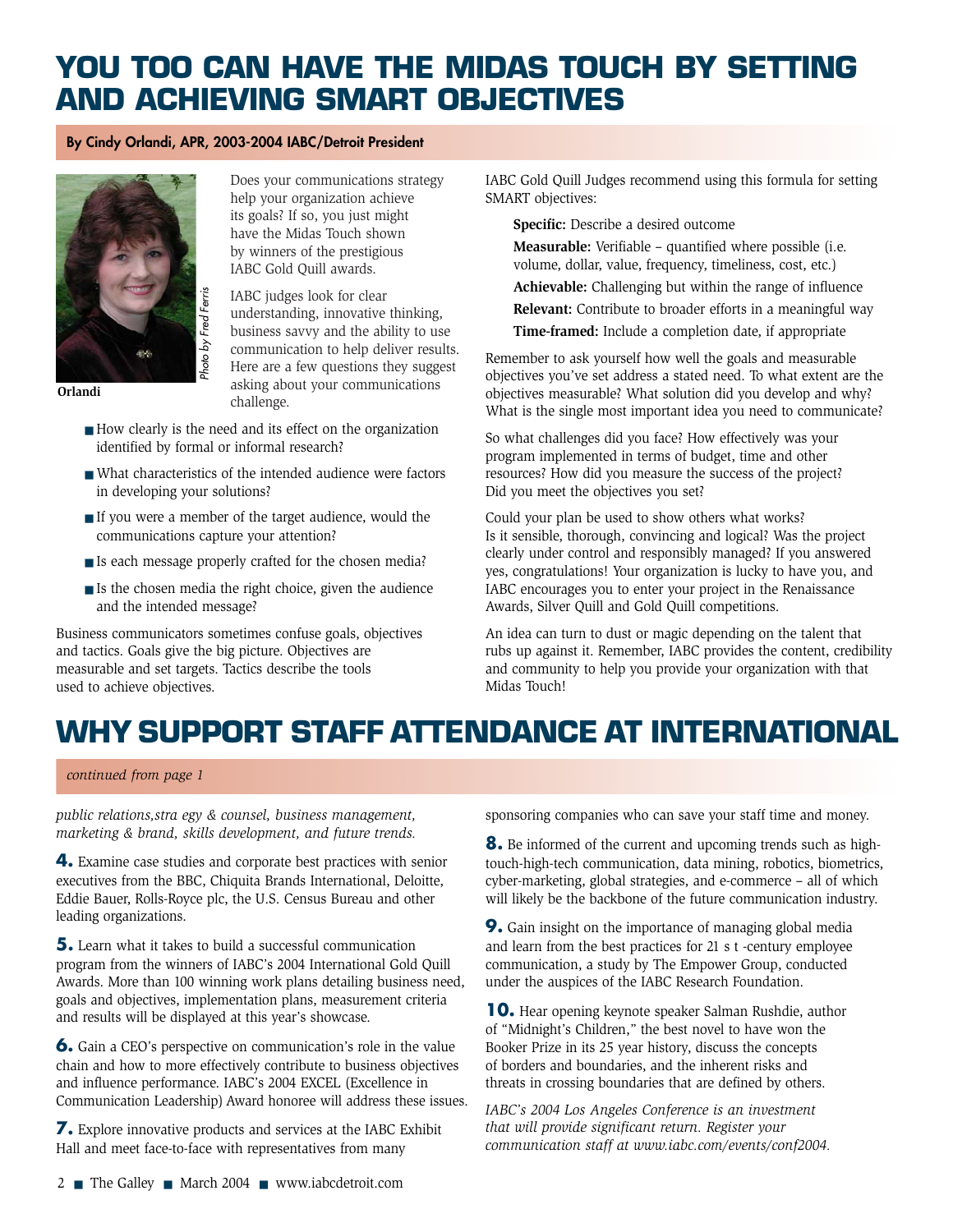# YOU TOO CAN HAVE THE MIDAS TOUCH BY SETTING AND ACHIEVING SMART OBJECTIVES

**By Cindy Orlandi, APR, 2003-2004 IABC/Detroit President**

*Photo by Fred Ferris*

**Orlandi**

Does your communications strategy help your organization achieve its goals? If so, you just might have the Midas Touch shown by winners of the prestigious IABC Gold Quill awards.

IABC judges look for clear understanding, innovative thinking, business savvy and the ability to use communication to help deliver results. Here are a few questions they suggest asking about your communications challenge.

- How clearly is the need and its effect on the organization identified by formal or informal research?
- What characteristics of the intended audience were factors in developing your solutions?
- If you were a member of the target audience, would the communications capture your attention?
- Is each message properly crafted for the chosen media?
- Is the chosen media the right choice, given the audience and the intended message?

Business communicators sometimes confuse goals, objectives and tactics. Goals give the big picture. Objectives are measurable and set targets. Tactics describe the tools used to achieve objectives.

IABC Gold Quill Judges recommend using this formula for setting SMART objectives:

**Specific:** Describe a desired outcome

**Measurable:** Verifiable – quantified where possible (i.e. volume, dollar, value, frequency, timeliness, cost, etc.)

**Achievable:** Challenging but within the range of influence

**Relevant:** Contribute to broader efforts in a meaningful way

**Time-framed:** Include a completion date, if appropriate

Remember to ask yourself how well the goals and measurable objectives you've set address a stated need. To what extent are the objectives measurable? What solution did you develop and why? What is the single most important idea you need to communicate?

So what challenges did you face? How effectively was your program implemented in terms of budget, time and other resources? How did you measure the success of the project? Did you meet the objectives you set?

Could your plan be used to show others what works? Is it sensible, thorough, convincing and logical? Was the project clearly under control and responsibly managed? If you answered yes, congratulations! Your organization is lucky to have you, and IABC encourages you to enter your project in the Renaissance Awards, Silver Quill and Gold Quill competitions.

An idea can turn to dust or magic depending on the talent that rubs up against it. Remember, IABC provides the content, credibility and community to help you provide your organization with that Midas Touch!

# WHY SUPPORT STAFF ATTENDANCE AT INTERNATIONAL

*continued from page 1*

*public relations,stra egy & counsel, business management, marketing & brand, skills development, and future trends.*

**4.** Examine case studies and corporate best practices with senior executives from the BBC, Chiquita Brands International, Deloitte, Eddie Bauer, Rolls-Royce plc, the U.S. Census Bureau and other leading organizations.

**5.** Learn what it takes to build a successful communication program from the winners of IABC's 2004 International Gold Quill Awards. More than 100 winning work plans detailing business need, goals and objectives, implementation plans, measurement criteria and results will be displayed at this year's showcase.

**6.** Gain a CEO's perspective on communication's role in the value chain and how to more effectively contribute to business objectives and influence performance. IABC's 2004 EXCEL (Excellence in Communication Leadership) Award honoree will address these issues.

**7.** Explore innovative products and services at the IABC Exhibit Hall and meet face-to-face with representatives from many sponsoring companies who can save your staff time and money.

**8.** Be informed of the current and upcoming trends such as high-touch-high-tech communication, data mining, robotics, biometrics, cyber-marketing, global strategies, and e-commerce – all of which will likely be the backbone of the future communication industry.

**9.** Gain insight on the importance of managing global media and learn from the best practices for 21 s t -century employee communication, a study by The Empower Group, conducted under the auspices of the IABC Research Foundation.

**10.** Hear opening keynote speaker Salman Rushdie, author of "Midnight's Children," the best novel to have won the Booker Prize in its 25 year history, discuss the concepts of borders and boundaries, and the inherent risks and threats in crossing boundaries that are defined by others.

*IABC's 2004 Los Angeles Conference is an investment that will provide significant return. Register your communication staff at www.iabc.com/events/conf2004.*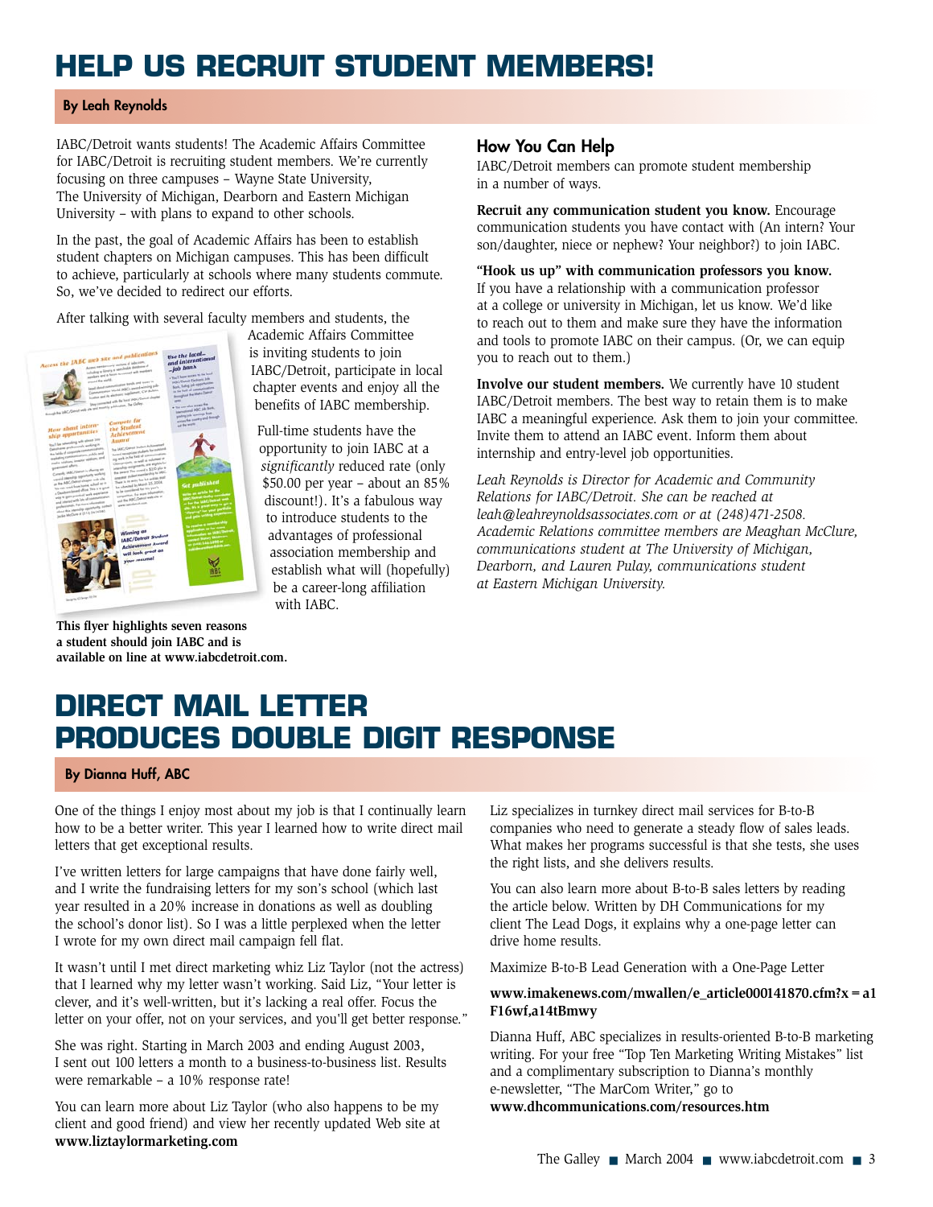# HELP US RECRUIT STUDENT MEMBERS!

**By Leah Reynolds**

IABC/Detroit wants students! The Academic Affairs Committee for IABC/Detroit is recruiting student members. We're currently focusing on three campuses – Wayne State University, The University of Michigan, Dearborn and Eastern Michigan University – with plans to expand to other schools.

In the past, the goal of Academic Affairs has been to establish student chapters on Michigan campuses. This has been difficult to achieve, particularly at schools where many students commute. So, we've decided to redirect our efforts.

After talking with several faculty members and students, the Academic Affairs Committee is inviting students to join IABC/Detroit, participate in local chapter events and enjoy all the benefits of IABC membership.

Full-time students have the opportunity to join IABC at a *significantly* reduced rate (only $50.00 per year – about an 85% discount!). It's a fabulous way to introduce students to the advantages of professional association membership and establish what will (hopefully) be a career-long affiliation with IABC.

**This flyer highlights seven reasons a student should join IABC and is available on line at www.iabcdetroit.com.**

## How You Can Help

IABC/Detroit members can promote student membership in a number of ways.

**Recruit any communication student you know.** Encourage communication students you have contact with (An intern? Your son/daughter, niece or nephew? Your neighbor?) to join IABC.

**"Hook us up" with communication professors you know.** If you have a relationship with a communication professor at a college or university in Michigan, let us know. We'd like to reach out to them and make sure they have the information and tools to promote IABC on their campus. (Or, we can equip you to reach out to them.)

**Involve our student members.** We currently have 10 student IABC/Detroit members. The best way to retain them is to make IABC a meaningful experience. Ask them to join your committee. Invite them to attend an IABC event. Inform them about internship and entry-level job opportunities.

*Leah Reynolds is Director for Academic and Community Relations for IABC/Detroit. She can be reached at leah@leahreynoldsassociates.com or at (248)471-2508. Academic Relations committee members are Meaghan McClure, communications student at The University of Michigan, Dearborn, and Lauren Pulay, communications student at Eastern Michigan University.*

# DIRECT MAIL LETTER PRODUCES DOUBLE DIGIT RESPONSE

**By Dianna Huff, ABC**

One of the things I enjoy most about my job is that I continually learn how to be a better writer. This year I learned how to write direct mail letters that get exceptional results.

I've written letters for large campaigns that have done fairly well, and I write the fundraising letters for my son's school (which last year resulted in a 20% increase in donations as well as doubling the school's donor list). So I was a little perplexed when the letter I wrote for my own direct mail campaign fell flat.

It wasn't until I met direct marketing whiz Liz Taylor (not the actress) that I learned why my letter wasn't working. Said Liz, "Your letter is clever, and it's well-written, but it's lacking a real offer. Focus the letter on your offer, not on your services, and you'll get better response."

She was right. Starting in March 2003 and ending August 2003, I sent out 100 letters a month to a business-to-business list. Results were remarkable – a 10% response rate!

You can learn more about Liz Taylor (who also happens to be my client and good friend) and view her recently updated Web site at **www.liztaylormarketing.com**

Liz specializes in turnkey direct mail services for B-to-B companies who need to generate a steady flow of sales leads. What makes her programs successful is that she tests, she uses the right lists, and she delivers results.

You can also learn more about B-to-B sales letters by reading the article below. Written by DH Communications for my client The Lead Dogs, it explains why a one-page letter can drive home results.

Maximize B-to-B Lead Generation with a One-Page Letter

**www.imakenews.com/mwallen/e_article000141870.cfm?x=a1F16wf,a14tBmwy**

Dianna Huff, ABC specializes in results-oriented B-to-B marketing writing. For your free "Top Ten Marketing Writing Mistakes" list and a complimentary subscription to Dianna's monthly e-newsletter, "The MarCom Writer," go to **www.dhcommunications.com/resources.htm**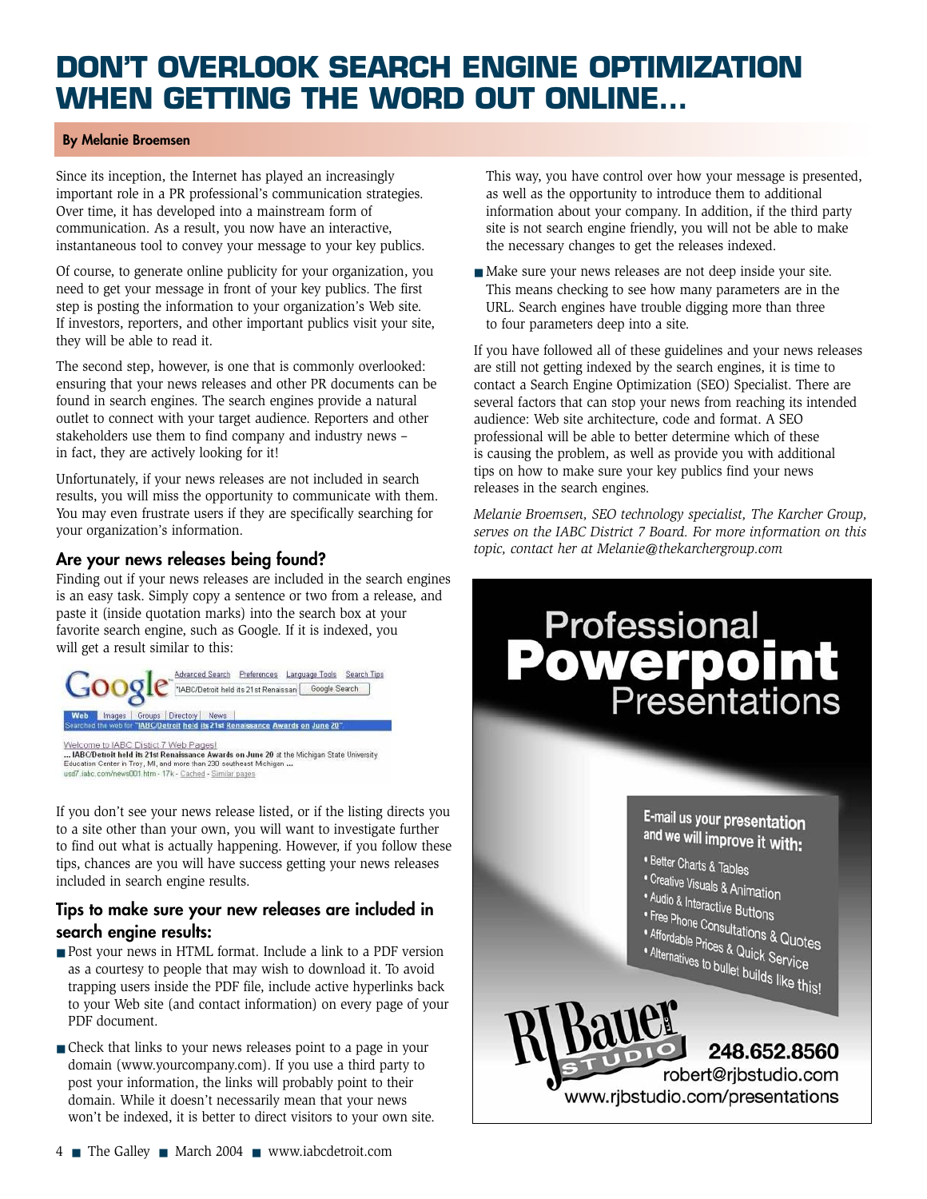# DON'T OVERLOOK SEARCH ENGINE OPTIMIZATION WHEN GETTING THE WORD OUT ONLINE…

**By Melanie Broemsen**

Since its inception, the Internet has played an increasingly important role in a PR professional's communication strategies. Over time, it has developed into a mainstream form of communication. As a result, you now have an interactive, instantaneous tool to convey your message to your key publics.

Of course, to generate online publicity for your organization, you need to get your message in front of your key publics. The first step is posting the information to your organization's Web site. If investors, reporters, and other important publics visit your site, they will be able to read it.

The second step, however, is one that is commonly overlooked: ensuring that your news releases and other PR documents can be found in search engines. The search engines provide a natural outlet to connect with your target audience. Reporters and other stakeholders use them to find company and industry news – in fact, they are actively looking for it!

Unfortunately, if your news releases are not included in search results, you will miss the opportunity to communicate with them. You may even frustrate users if they are specifically searching for your organization's information.

## Are your news releases being found?

Finding out if your news releases are included in the search engines is an easy task. Simply copy a sentence or two from a release, and paste it (inside quotation marks) into the search box at your favorite search engine, such as Google. If it is indexed, you will get a result similar to this:

Google
Advanced Search Preferences Language Tools Search Tips
"IABC/Detroit held its 21st Renaissan Google Search
Web Images Groups Directory News
Searched the web for "IABC/Detroit held its 21st Renaissance Awards on June 20".
Welcome to IABC Distict 7 Web Pages!
... IABC/Detroit held its 21st Renaissance Awards on June 20 at the Michigan State University Education Center in Troy, MI, and more than 230 southeast Michigan ...
usd7.iabc.com/news001.htm - 17k - Cached - Similar pages

If you don't see your news release listed, or if the listing directs you to a site other than your own, you will want to investigate further to find out what is actually happening. However, if you follow these tips, chances are you will have success getting your news releases included in search engine results.

## Tips to make sure your new releases are included in search engine results:

- Post your news in HTML format. Include a link to a PDF version as a courtesy to people that may wish to download it. To avoid trapping users inside the PDF file, include active hyperlinks back to your Web site (and contact information) on every page of your PDF document.
- Check that links to your news releases point to a page in your domain (www.yourcompany.com). If you use a third party to post your information, the links will probably point to their domain. While it doesn't necessarily mean that your news won't be indexed, it is better to direct visitors to your own site. This way, you have control over how your message is presented, as well as the opportunity to introduce them to additional information about your company. In addition, if the third party site is not search engine friendly, you will not be able to make the necessary changes to get the releases indexed.
- Make sure your news releases are not deep inside your site. This means checking to see how many parameters are in the URL. Search engines have trouble digging more than three to four parameters deep into a site.

If you have followed all of these guidelines and your news releases are still not getting indexed by the search engines, it is time to contact a Search Engine Optimization (SEO) Specialist. There are several factors that can stop your news from reaching its intended audience: Web site architecture, code and format. A SEO professional will be able to better determine which of these is causing the problem, as well as provide you with additional tips on how to make sure your key publics find your news releases in the search engines.

*Melanie Broemsen, SEO technology specialist, The Karcher Group, serves on the IABC District 7 Board. For more information on this topic, contact her at Melanie@thekarchergroup.com*

Professional **Powerpoint** Presentations

**E-mail us your presentation and we will improve it with:**

- Better Charts & Tables
- Creative Visuals & Animation
- Audio & Interactive Buttons
- Free Phone Consultations & Quotes
- Affordable Prices & Quick Service
- Alternatives to bullet builds like this!

RJ Bauer Studio
**248.652.8560**
robert@rjbstudio.com
www.rjbstudio.com/presentations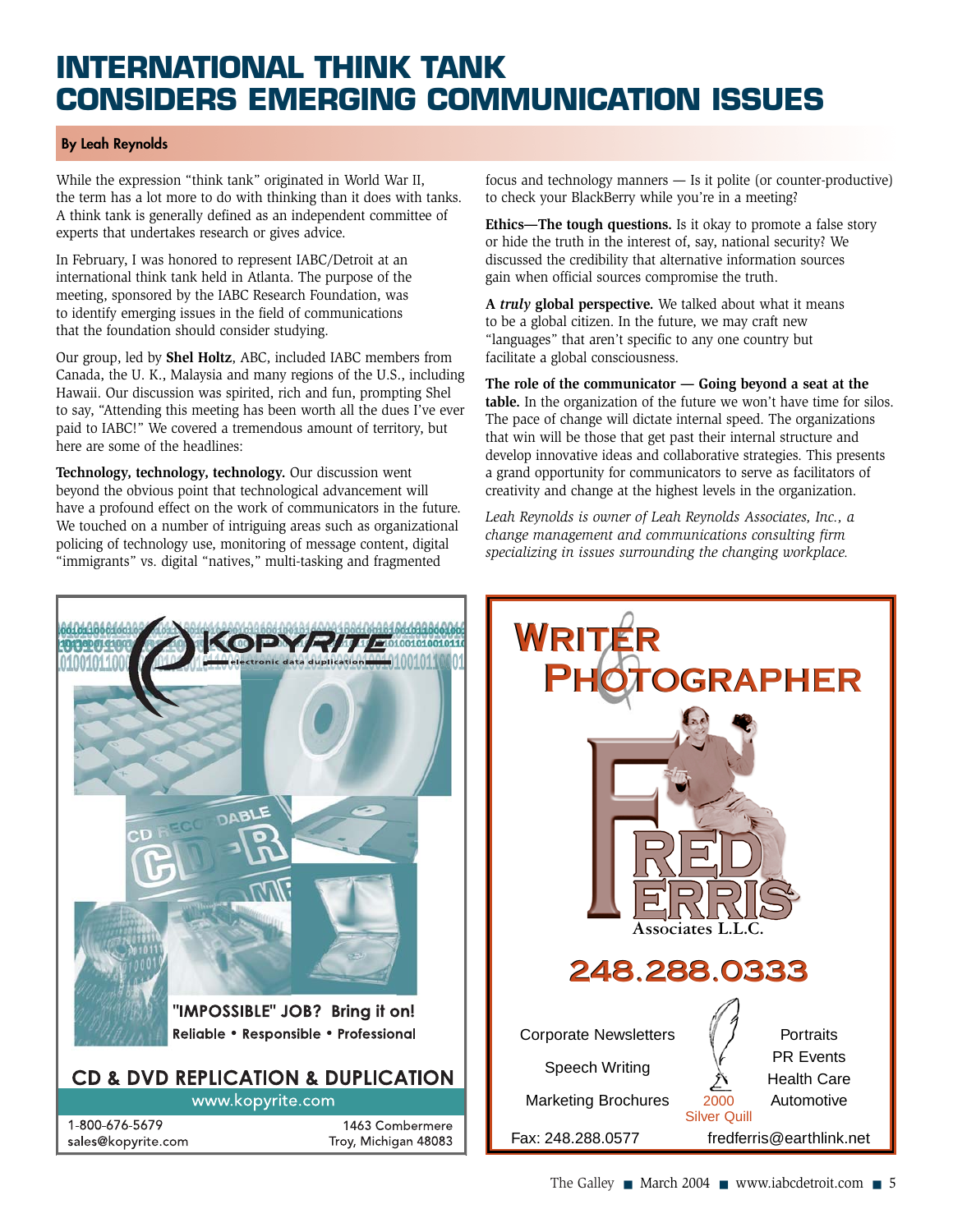# INTERNATIONAL THINK TANK CONSIDERS EMERGING COMMUNICATION ISSUES

**By Leah Reynolds**

While the expression "think tank" originated in World War II, the term has a lot more to do with thinking than it does with tanks. A think tank is generally defined as an independent committee of experts that undertakes research or gives advice.

In February, I was honored to represent IABC/Detroit at an international think tank held in Atlanta. The purpose of the meeting, sponsored by the IABC Research Foundation, was to identify emerging issues in the field of communications that the foundation should consider studying.

Our group, led by **Shel Holtz**, ABC, included IABC members from Canada, the U. K., Malaysia and many regions of the U.S., including Hawaii. Our discussion was spirited, rich and fun, prompting Shel to say, "Attending this meeting has been worth all the dues I've ever paid to IABC!" We covered a tremendous amount of territory, but here are some of the headlines:

**Technology, technology, technology.** Our discussion went beyond the obvious point that technological advancement will have a profound effect on the work of communicators in the future. We touched on a number of intriguing areas such as organizational policing of technology use, monitoring of message content, digital "immigrants" vs. digital "natives," multi-tasking and fragmented focus and technology manners — Is it polite (or counter-productive) to check your BlackBerry while you're in a meeting?

**Ethics—The tough questions.** Is it okay to promote a false story or hide the truth in the interest of, say, national security? We discussed the credibility that alternative information sources gain when official sources compromise the truth.

**A *truly* global perspective.** We talked about what it means to be a global citizen. In the future, we may craft new "languages" that aren't specific to any one country but facilitate a global consciousness.

**The role of the communicator — Going beyond a seat at the table.** In the organization of the future we won't have time for silos. The pace of change will dictate internal speed. The organizations that win will be those that get past their internal structure and develop innovative ideas and collaborative strategies. This presents a grand opportunity for communicators to serve as facilitators of creativity and change at the highest levels in the organization.

*Leah Reynolds is owner of Leah Reynolds Associates, Inc., a change management and communications consulting firm specializing in issues surrounding the changing workplace.*

---

KOPYRITE
electronic data duplication

"IMPOSSIBLE" JOB? Bring it on!
Reliable • Responsible • Professional

CD & DVD REPLICATION & DUPLICATION
www.kopyrite.com

1-800-676-5679
sales@kopyrite.com
1463 Combermere
Troy, Michigan 48083

---

WRITER & PHOTOGRAPHER

FRED FERRIS Associates L.L.C.

248.288.0333

Corporate Newsletters
Speech Writing
Marketing Brochures

2000 Silver Quill

Portraits
PR Events
Health Care
Automotive

Fax: 248.288.0577
fredferris@earthlink.net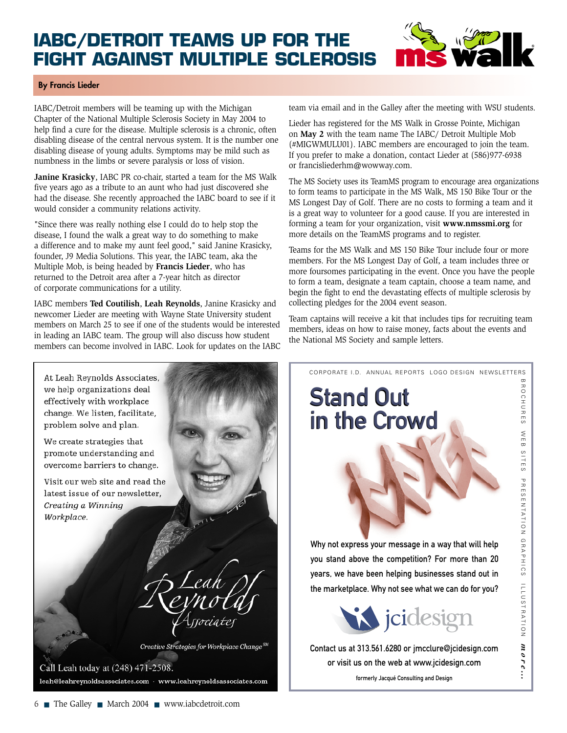# IABC/DETROIT TEAMS UP FOR THE FIGHT AGAINST MULTIPLE SCLEROSIS

**By Francis Lieder**

IABC/Detroit members will be teaming up with the Michigan Chapter of the National Multiple Sclerosis Society in May 2004 to help find a cure for the disease. Multiple sclerosis is a chronic, often disabling disease of the central nervous system. It is the number one disabling disease of young adults. Symptoms may be mild such as numbness in the limbs or severe paralysis or loss of vision.

**Janine Krasicky**, IABC PR co-chair, started a team for the MS Walk five years ago as a tribute to an aunt who had just discovered she had the disease. She recently approached the IABC board to see if it would consider a community relations activity.

"Since there was really nothing else I could do to help stop the disease, I found the walk a great way to do something to make a difference and to make my aunt feel good," said Janine Krasicky, founder, J9 Media Solutions. This year, the IABC team, aka the Multiple Mob, is being headed by **Francis Lieder**, who has returned to the Detroit area after a 7-year hitch as director of corporate communications for a utility.

IABC members **Ted Coutilish**, **Leah Reynolds**, Janine Krasicky and newcomer Lieder are meeting with Wayne State University student members on March 25 to see if one of the students would be interested in leading an IABC team. The group will also discuss how student members can become involved in IABC. Look for updates on the IABC team via email and in the Galley after the meeting with WSU students.

Lieder has registered for the MS Walk in Grosse Pointe, Michigan on **May 2** with the team name The IABC/ Detroit Multiple Mob (#MIGWMULU01). IABC members are encouraged to join the team. If you prefer to make a donation, contact Lieder at (586)977-6938 or francisliederhm@wowway.com.

The MS Society uses its TeamMS program to encourage area organizations to form teams to participate in the MS Walk, MS 150 Bike Tour or the MS Longest Day of Golf. There are no costs to forming a team and it is a great way to volunteer for a good cause. If you are interested in forming a team for your organization, visit **www.nmssmi.org** for more details on the TeamMS programs and to register.

Teams for the MS Walk and MS 150 Bike Tour include four or more members. For the MS Longest Day of Golf, a team includes three or more foursomes participating in the event. Once you have the people to form a team, designate a team captain, choose a team name, and begin the fight to end the devastating effects of multiple sclerosis by collecting pledges for the 2004 event season.

Team captains will receive a kit that includes tips for recruiting team members, ideas on how to raise money, facts about the events and the National MS Society and sample letters.

---

At Leah Reynolds Associates, we help organizations deal effectively with workplace change. We listen, facilitate, problem solve and plan.

We create strategies that promote understanding and overcome barriers to change.

Visit our web site and read the latest issue of our newsletter, *Creating a Winning Workplace*.

Leah Reynolds Associates

*Creative Strategies for Workplace Change*SM

Call Leah today at (248) 471-2508.

leah@leahreynoldsassociates.com · www.leahreynoldsassociates.com

---

CORPORATE I.D. ANNUAL REPORTS LOGO DESIGN NEWSLETTERS BROCHURES WEB SITES PRESENTATION GRAPHICS ILLUSTRATION *more...*

## Stand Out in the Crowd

Why not express your message in a way that will help you stand above the competition? For more than 20 years, we have been helping businesses stand out in the marketplace. Why not see what we can do for you?

jcidesign

Contact us at 313.561.6280 or jmcclure@jcidesign.com or visit us on the web at www.jcidesign.com

formerly Jacqué Consulting and Design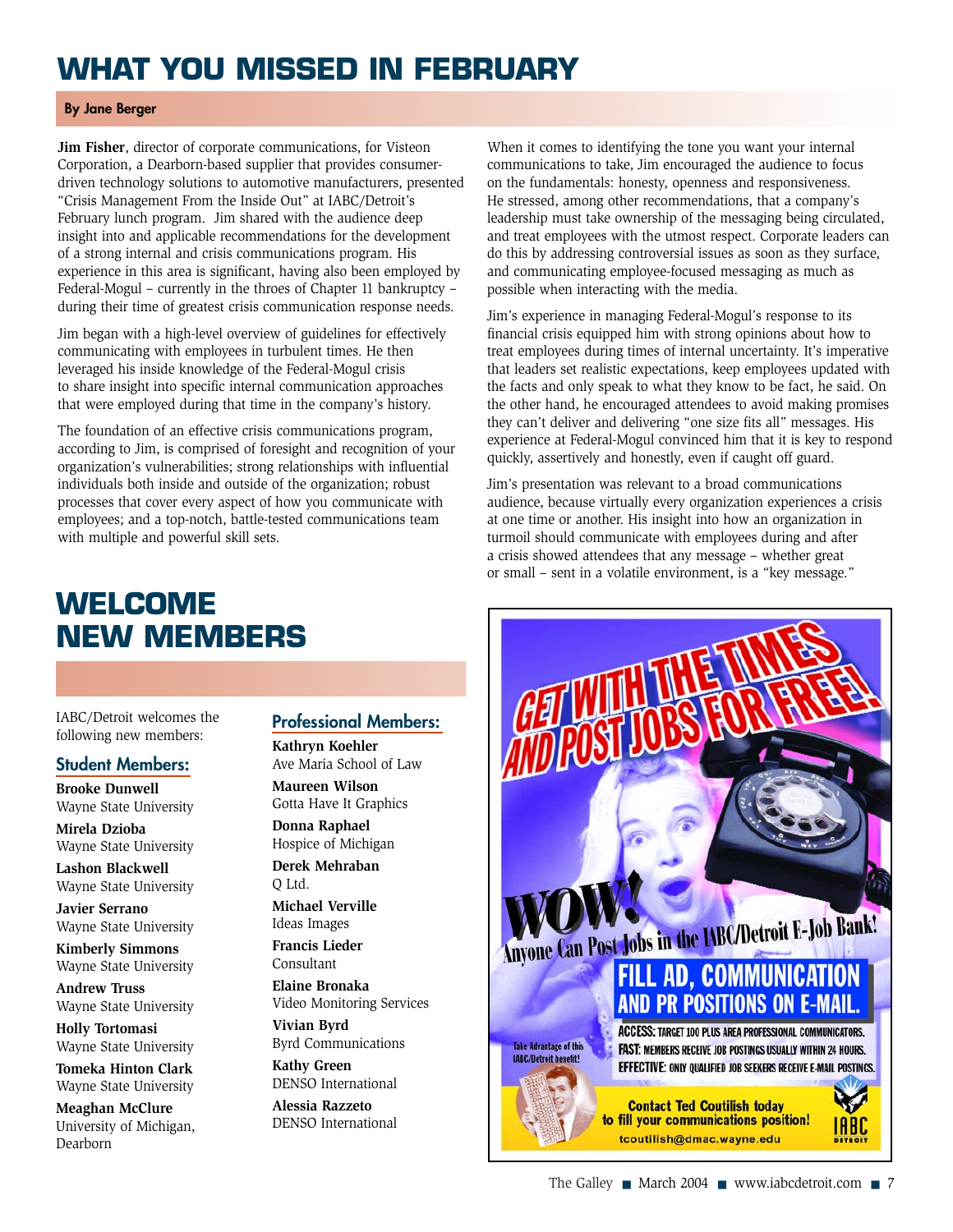# WHAT YOU MISSED IN FEBRUARY

**By Jane Berger**

**Jim Fisher**, director of corporate communications, for Visteon Corporation, a Dearborn-based supplier that provides consumer-driven technology solutions to automotive manufacturers, presented "Crisis Management From the Inside Out" at IABC/Detroit's February lunch program. Jim shared with the audience deep insight into and applicable recommendations for the development of a strong internal and crisis communications program. His experience in this area is significant, having also been employed by Federal-Mogul – currently in the throes of Chapter 11 bankruptcy – during their time of greatest crisis communication response needs.

Jim began with a high-level overview of guidelines for effectively communicating with employees in turbulent times. He then leveraged his inside knowledge of the Federal-Mogul crisis to share insight into specific internal communication approaches that were employed during that time in the company's history.

The foundation of an effective crisis communications program, according to Jim, is comprised of foresight and recognition of your organization's vulnerabilities; strong relationships with influential individuals both inside and outside of the organization; robust processes that cover every aspect of how you communicate with employees; and a top-notch, battle-tested communications team with multiple and powerful skill sets.

When it comes to identifying the tone you want your internal communications to take, Jim encouraged the audience to focus on the fundamentals: honesty, openness and responsiveness. He stressed, among other recommendations, that a company's leadership must take ownership of the messaging being circulated, and treat employees with the utmost respect. Corporate leaders can do this by addressing controversial issues as soon as they surface, and communicating employee-focused messaging as much as possible when interacting with the media.

Jim's experience in managing Federal-Mogul's response to its financial crisis equipped him with strong opinions about how to treat employees during times of internal uncertainty. It's imperative that leaders set realistic expectations, keep employees updated with the facts and only speak to what they know to be fact, he said. On the other hand, he encouraged attendees to avoid making promises they can't deliver and delivering "one size fits all" messages. His experience at Federal-Mogul convinced him that it is key to respond quickly, assertively and honestly, even if caught off guard.

Jim's presentation was relevant to a broad communications audience, because virtually every organization experiences a crisis at one time or another. His insight into how an organization in turmoil should communicate with employees during and after a crisis showed attendees that any message – whether great or small – sent in a volatile environment, is a "key message."

# WELCOME NEW MEMBERS

IABC/Detroit welcomes the following new members:

### Student Members:

**Brooke Dunwell**
Wayne State University

**Mirela Dzioba**
Wayne State University

**Lashon Blackwell**
Wayne State University

**Javier Serrano**
Wayne State University

**Kimberly Simmons**
Wayne State University

**Andrew Truss**
Wayne State University

**Holly Tortomasi**
Wayne State University

**Tomeka Hinton Clark**
Wayne State University

**Meaghan McClure**
University of Michigan, Dearborn

### Professional Members:

**Kathryn Koehler**
Ave Maria School of Law

**Maureen Wilson**
Gotta Have It Graphics

**Donna Raphael**
Hospice of Michigan

**Derek Mehraban**
Q Ltd.

**Michael Verville**
Ideas Images

**Francis Lieder**
Consultant

**Elaine Bronaka**
Video Monitoring Services

**Vivian Byrd**
Byrd Communications

**Kathy Green**
DENSO International

**Alessia Razzeto**
DENSO International

GET WITH THE TIMES AND POST JOBS FOR FREE!

WOW! Anyone Can Post Jobs in the IABC/Detroit E-Job Bank!

FILL AD, COMMUNICATION AND PR POSITIONS ON E-MAIL.

ACCESS: TARGET 100 PLUS AREA PROFESSIONAL COMMUNICATORS.
FAST: MEMBERS RECEIVE JOB POSTINGS USUALLY WITHIN 24 HOURS.
EFFECTIVE: ONLY QUALIFIED JOB SEEKERS RECEIVE E-MAIL POSTINGS.

Take Advantage of this IABC/Detroit benefit!

Contact Ted Coutilish today to fill your communications position!
tcoutilish@dmac.wayne.edu

IABC DETROIT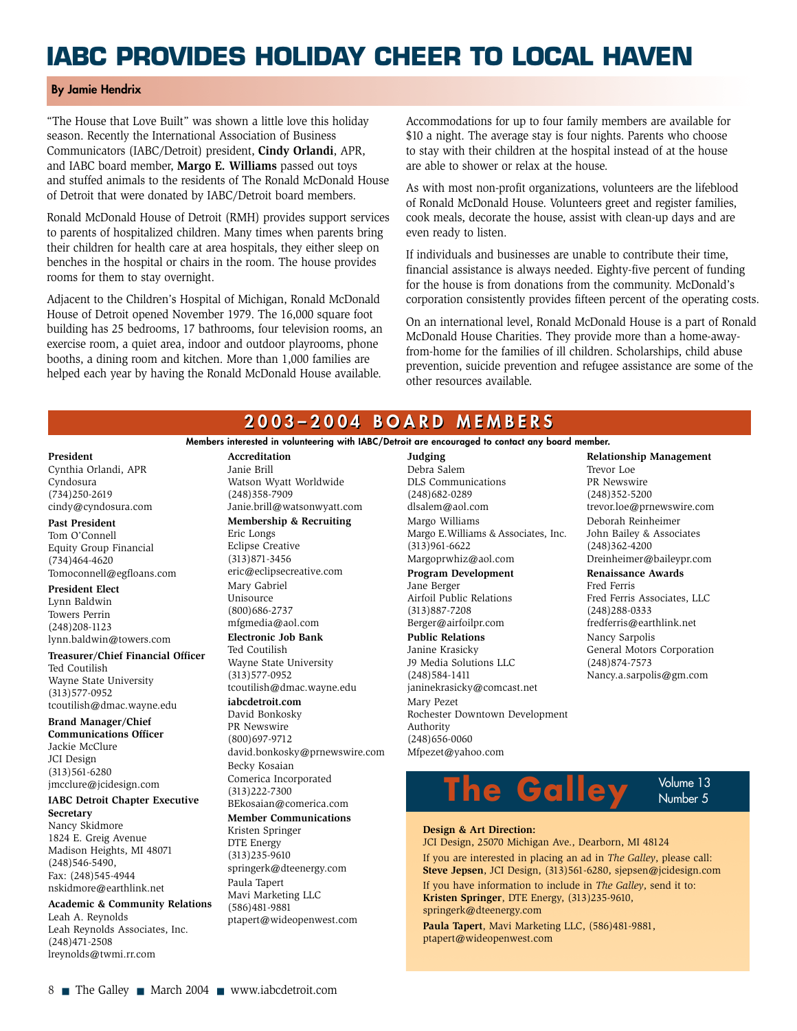# IABC PROVIDES HOLIDAY CHEER TO LOCAL HAVEN

**By Jamie Hendrix**

"The House that Love Built" was shown a little love this holiday season. Recently the International Association of Business Communicators (IABC/Detroit) president, **Cindy Orlandi**, APR, and IABC board member, **Margo E. Williams** passed out toys and stuffed animals to the residents of The Ronald McDonald House of Detroit that were donated by IABC/Detroit board members.

Ronald McDonald House of Detroit (RMH) provides support services to parents of hospitalized children. Many times when parents bring their children for health care at area hospitals, they either sleep on benches in the hospital or chairs in the room. The house provides rooms for them to stay overnight.

Adjacent to the Children's Hospital of Michigan, Ronald McDonald House of Detroit opened November 1979. The 16,000 square foot building has 25 bedrooms, 17 bathrooms, four television rooms, an exercise room, a quiet area, indoor and outdoor playrooms, phone booths, a dining room and kitchen. More than 1,000 families are helped each year by having the Ronald McDonald House available.

Accommodations for up to four family members are available for $10 a night. The average stay is four nights. Parents who choose to stay with their children at the hospital instead of at the house are able to shower or relax at the house.

As with most non-profit organizations, volunteers are the lifeblood of Ronald McDonald House. Volunteers greet and register families, cook meals, decorate the house, assist with clean-up days and are even ready to listen.

If individuals and businesses are unable to contribute their time, financial assistance is always needed. Eighty-five percent of funding for the house is from donations from the community. McDonald's corporation consistently provides fifteen percent of the operating costs.

On an international level, Ronald McDonald House is a part of Ronald McDonald House Charities. They provide more than a home-away-from-home for the families of ill children. Scholarships, child abuse prevention, suicide prevention and refugee assistance are some of the other resources available.

## 2003–2004 BOARD MEMBERS

**Members interested in volunteering with IABC/Detroit are encouraged to contact any board member.**

**President**
Cynthia Orlandi, APR
Cyndosura
(734)250-2619
cindy@cyndosura.com

**Past President**
Tom O'Connell
Equity Group Financial
(734)464-4620
Tomoconnell@egfloans.com

**President Elect**
Lynn Baldwin
Towers Perrin
(248)208-1123
lynn.baldwin@towers.com

**Treasurer/Chief Financial Officer**
Ted Coutilish
Wayne State University
(313)577-0952
tcoutilish@dmac.wayne.edu

**Brand Manager/Chief Communications Officer**
Jackie McClure
JCI Design
(313)561-6280
jmcclure@jcidesign.com

**IABC Detroit Chapter Executive Secretary**
Nancy Skidmore
1824 E. Greig Avenue
Madison Heights, MI 48071
(248)546-5490,
Fax: (248)545-4944
nskidmore@earthlink.net

**Academic & Community Relations**
Leah A. Reynolds
Leah Reynolds Associates, Inc.
(248)471-2508
lreynolds@twmi.rr.com

**Accreditation**
Janie Brill
Watson Wyatt Worldwide
(248)358-7909
Janie.brill@watsonwyatt.com

**Membership & Recruiting**
Eric Longs
Eclipse Creative
(313)871-3456
eric@eclipsecreative.com

Mary Gabriel
Unisource
(800)686-2737
mfgmedia@aol.com

**Electronic Job Bank**
Ted Coutilish
Wayne State University
(313)577-0952
tcoutilish@dmac.wayne.edu

**iabcdetroit.com**
David Bonkosky
PR Newswire
(800)697-9712
david.bonkosky@prnewswire.com

Becky Kosaian
Comerica Incorporated
(313)222-7300
BEkosaian@comerica.com

**Member Communications**
Kristen Springer
DTE Energy
(313)235-9610
springerk@dteenergy.com

Paula Tapert
Mavi Marketing LLC
(586)481-9881
ptapert@wideopenwest.com

**Judging**
Debra Salem
DLS Communications
(248)682-0289
dlsalem@aol.com

Margo Williams
Margo E.Williams & Associates, Inc.
(313)961-6622
Margoprwhiz@aol.com

**Program Development**
Jane Berger
Airfoil Public Relations
(313)887-7208
Berger@airfoilpr.com

**Public Relations**
Janine Krasicky
J9 Media Solutions LLC
(248)584-1411
janinekrasicky@comcast.net

Mary Pezet
Rochester Downtown Development Authority
(248)656-0060
Mfpezet@yahoo.com

**Relationship Management**
Trevor Loe
PR Newswire
(248)352-5200
trevor.loe@prnewswire.com

Deborah Reinheimer
John Bailey & Associates
(248)362-4200
Dreinheimer@baileypr.com

**Renaissance Awards**
Fred Ferris
Fred Ferris Associates, LLC
(248)288-0333
fredferris@earthlink.net

Nancy Sarpolis
General Motors Corporation
(248)874-7573
Nancy.a.sarpolis@gm.com

## The Galley

Volume 13
Number 5

**Design & Art Direction:**
JCI Design, 25070 Michigan Ave., Dearborn, MI 48124

If you are interested in placing an ad in *The Galley*, please call:
**Steve Jepsen**, JCI Design, (313)561-6280, sjepsen@jcidesign.com

If you have information to include in *The Galley*, send it to:
**Kristen Springer**, DTE Energy, (313)235-9610, springerk@dteenergy.com

**Paula Tapert**, Mavi Marketing LLC, (586)481-9881, ptapert@wideopenwest.com